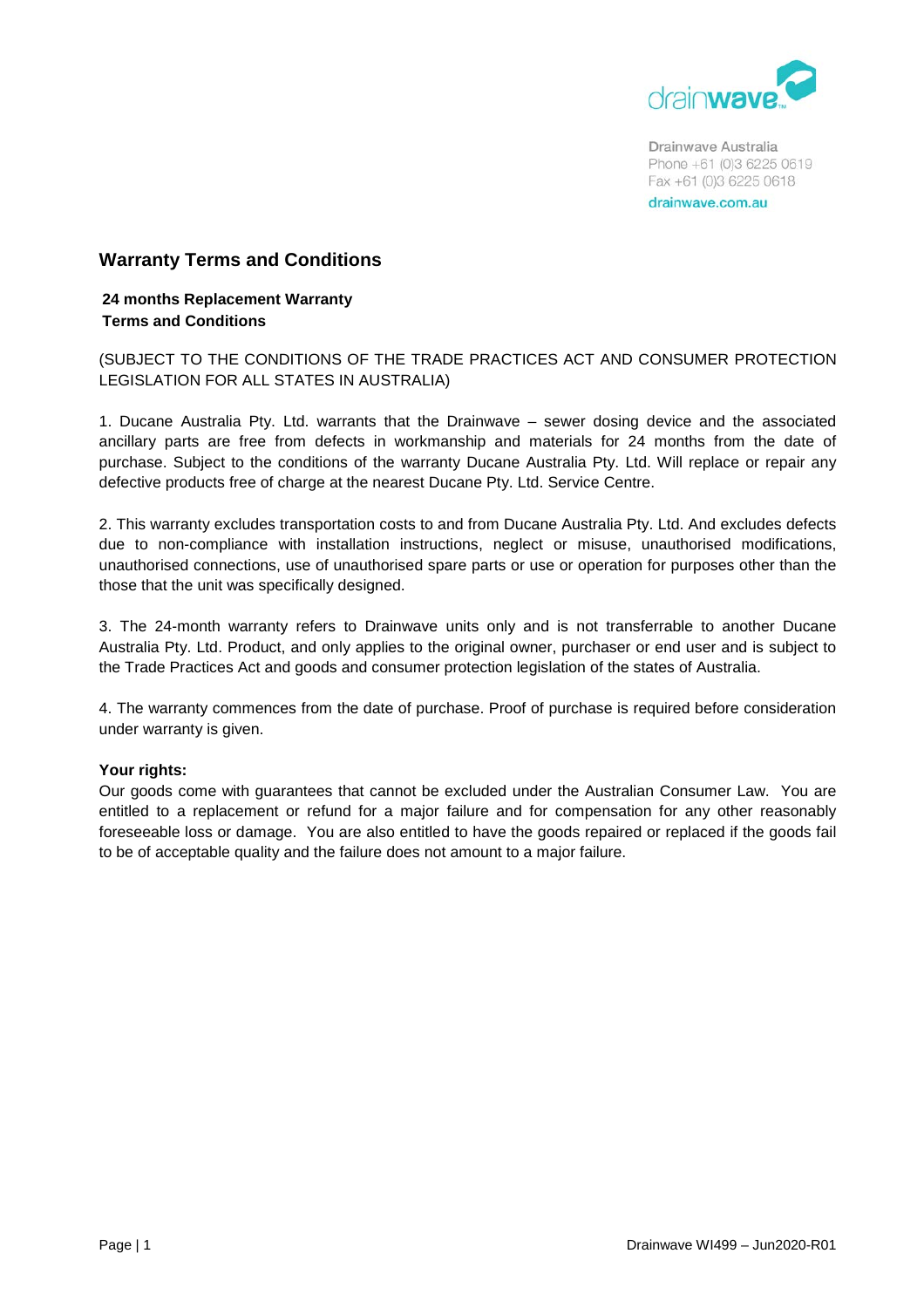Drainwave Australia
Phone +61 (0)3 6225 0619
Fax +61 (0)3 6225 0618
drainwave.com.au

## Warterranty Terms and Conditions

**24 months Replacement Warranty**
**Terms and Conditions**

(SUBJECT TO THE CONDITIONS OF THE TRADE PRACTICES ACT AND CONSUMER PROTECTION LEGISLATION FOR ALL STATES IN AUSTRALIA)

1. Ducane Australia Pty. Ltd. warrants that the Drainwave – sewer dosing device and the associated ancillary parts are free from defects in workmanship and materials for 24 months from the date of purchase. Subject to the conditions of the warranty Ducane Australia Pty. Ltd. Will replace or repair any defective products free of charge at the nearest Ducane Pty. Ltd. Service Centre.

2. This warranty excludes transportation costs to and from Ducane Australia Pty. Ltd. And excludes defects due to non-compliance with installation instructions, neglect or misuse, unauthorised modifications, unauthorised connections, use of unauthorised spare parts or use or operation for purposes other than the those that the unit was specifically designed.

3. The 24-month warranty refers to Drainwave units only and is not transferrable to another Ducane Australia Pty. Ltd. Product, and only applies to the original owner, purchaser or end user and is subject to the Trade Practices Act and goods and consumer protection legislation of the states of Australia.

4. The warranty commences from the date of purchase. Proof of purchase is required before consideration under warranty is given.

**Your rights:**
Our goods come with guarantees that cannot be excluded under the Australian Consumer Law. You are entitled to a replacement or refund for a major failure and for compensation for any other reasonably foreseeable loss or damage. You are also entitled to have the goods repaired or replaced if the goods fail to be of acceptable quality and the failure does not amount to a major failure.

Drainwave Australia
Phone +61 (0)3 6225 0619
Fax +61 (0)3 6225 0618
drainwave.com.au

## Warranty Terms and Conditions

**24 months Replacement Warranty**
**Terms and Conditions**

(SUBJECT TO THE CONDITIONS OF THE TRADE PRACTICES ACT AND CONSUMER PROTECTION LEGISLATION FOR ALL STATES IN AUSTRALIA)

1. Ducane Australia Pty. Ltd. warrants that the Drainwave – sewer dosing device and the associated ancillary parts are free from defects in workmanship and materials for 24 months from the date of purchase. Subject to the conditions of the warranty Ducane Australia Pty. Ltd. Will replace or repair any defective products free of charge at the nearest Ducane Pty. Ltd. Service Centre.

2. This warranty excludes transportation costs to and from Ducane Australia Pty. Ltd. And excludes defects due to non-compliance with installation instructions, neglect or misuse, unauthorised modifications, unauthorised connections, use of unauthorised spare parts or use or operation for purposes other than the those that the unit was specifically designed.

3. The 24-month warranty refers to Drainwave units only and is not transferrable to another Ducane Australia Pty. Ltd. Product, and only applies to the original owner, purchaser or end user and is subject to the Trade Practices Act and goods and consumer protection legislation of the states of Australia.

4. The warranty commences from the date of purchase. Proof of purchase is required before consideration under warranty is given.

**Your rights:**
Our goods come with guarantees that cannot be excluded under the Australian Consumer Law. You are entitled to a replacement or refund for a major failure and for compensation for any other reasonably foreseeable loss or damage. You are also entitled to have the goods repaired or replaced if the goods fail to be of acceptable quality and the failure does not amount to a major failure.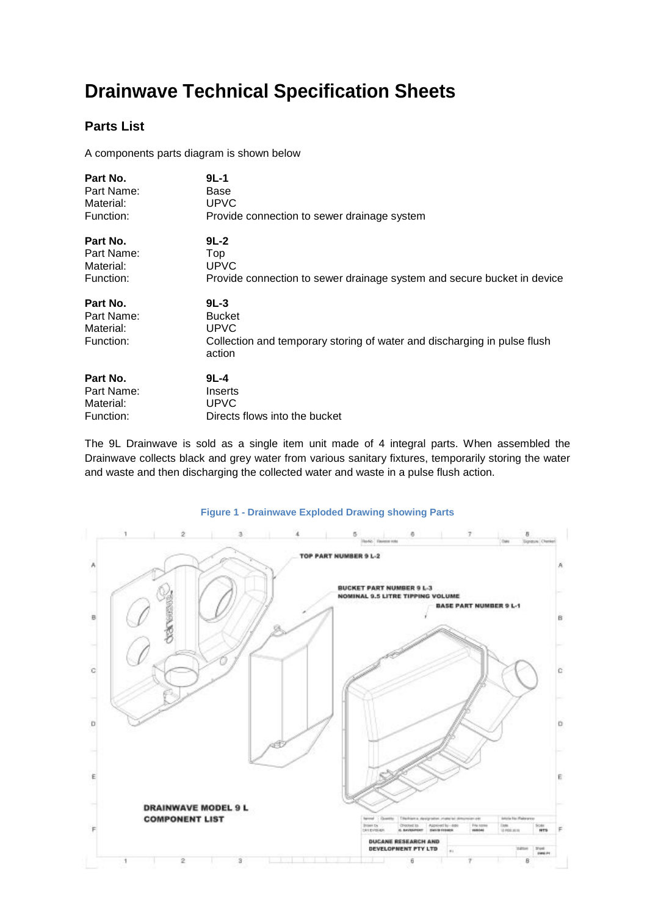# Drainwave Technical Specification Sheets

## Parts List

A components parts diagram is shown below

| | |
|---|---|
| **Part No.** | **9L-1** |
| Part Name: | Base |
| Material: | UPVC |
| Function: | Provide connection to sewer drainage system |

| | |
|---|---|
| **Part No.** | **9L-2** |
| Part Name: | Top |
| Material: | UPVC |
| Function: | Provide connection to sewer drainage system and secure bucket in device |

| | |
|---|---|
| **Part No.** | **9L-3** |
| Part Name: | Bucket |
| Material: | UPVC |
| Function: | Collection and temporary storing of water and discharging in pulse flush action |

| | |
|---|---|
| **Part No.** | **9L-4** |
| Part Name: | Inserts |
| Material: | UPVC |
| Function: | Directs flows into the bucket |

The 9L Drainwave is sold as a single item unit made of 4 integral parts. When assembled the Drainwave collects black and grey water from various sanitary fixtures, temporarily storing the water and waste and then discharging the collected water and waste in a pulse flush action.

**Figure 1 - Drainwave Exploded Drawing showing Parts**

TOP PART NUMBER 9 L-2

BUCKET PART NUMBER 9 L-3
NOMINAL 9.5 LITRE TIPPING VOLUME

BASE PART NUMBER 9 L-1

DRAINWAVE MODEL 9 L
COMPONENT LIST

DUCANE RESEARCH AND DEVELOPMENT PTY LTD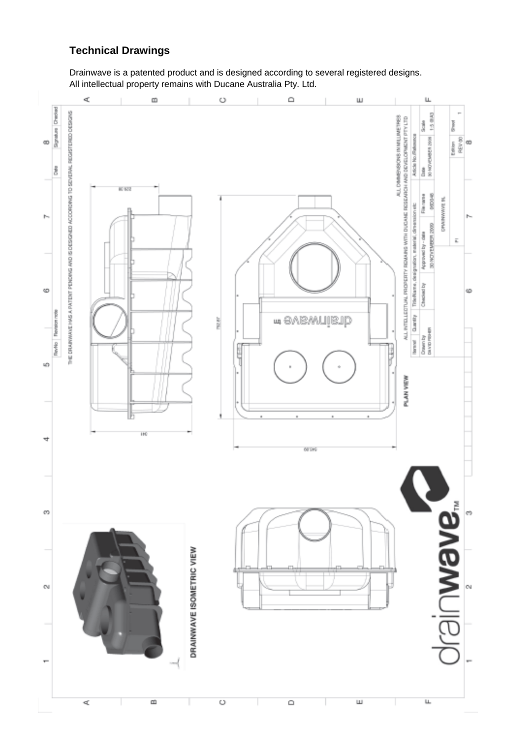## Technical Drawings

Drainwave is a patented product and is designed according to several registered designs.
All intellectual property remains with Ducane Australia Pty. Ltd.

THE DRAINWAVE HAS A PATENT PENDING AND IS DESIGNED ACCORDING TO SEVERAL REGISTERED DESIGNS

ALL DIMENSIONS IN MILLIMETRES

ALL INTELLECTUAL PROPERTY REMAINS WITH DUCANE RESEARCH AND DEVELOPMENT PTY LTD

PLAN VIEW

DRAINWAVE ISOMETRIC VIEW

drainwave™